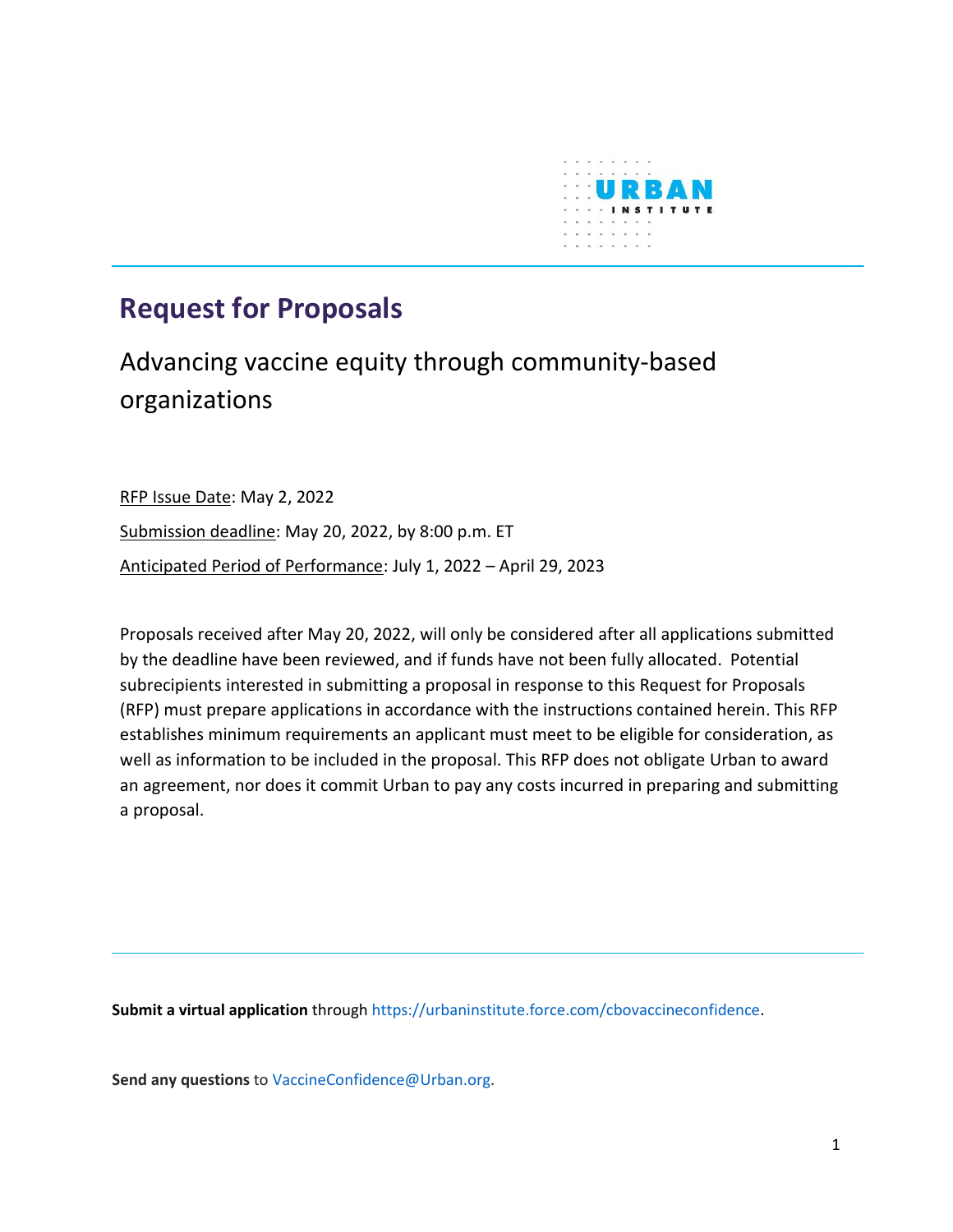URBAN INSTITUTE

# Request for Proposals

## Advancing vaccine equity through community-based organizations

RFP Issue Date: May 2, 2022

Submission deadline: May 20, 2022, by 8:00 p.m. ET

Anticipated Period of Performance: July 1, 2022 – April 29, 2023

Proposals received after May 20, 2022, will only be considered after all applications submitted by the deadline have been reviewed, and if funds have not been fully allocated. Potential subrecipients interested in submitting a proposal in response to this Request for Proposals (RFP) must prepare applications in accordance with the instructions contained herein. This RFP establishes minimum requirements an applicant must meet to be eligible for consideration, as well as information to be included in the proposal. This RFP does not obligate Urban to award an agreement, nor does it commit Urban to pay any costs incurred in preparing and submitting a proposal.

**Submit a virtual application** through https://urbaninstitute.force.com/cbovaccineconfidence.

**Send any questions** to VaccineConfidence@Urban.org.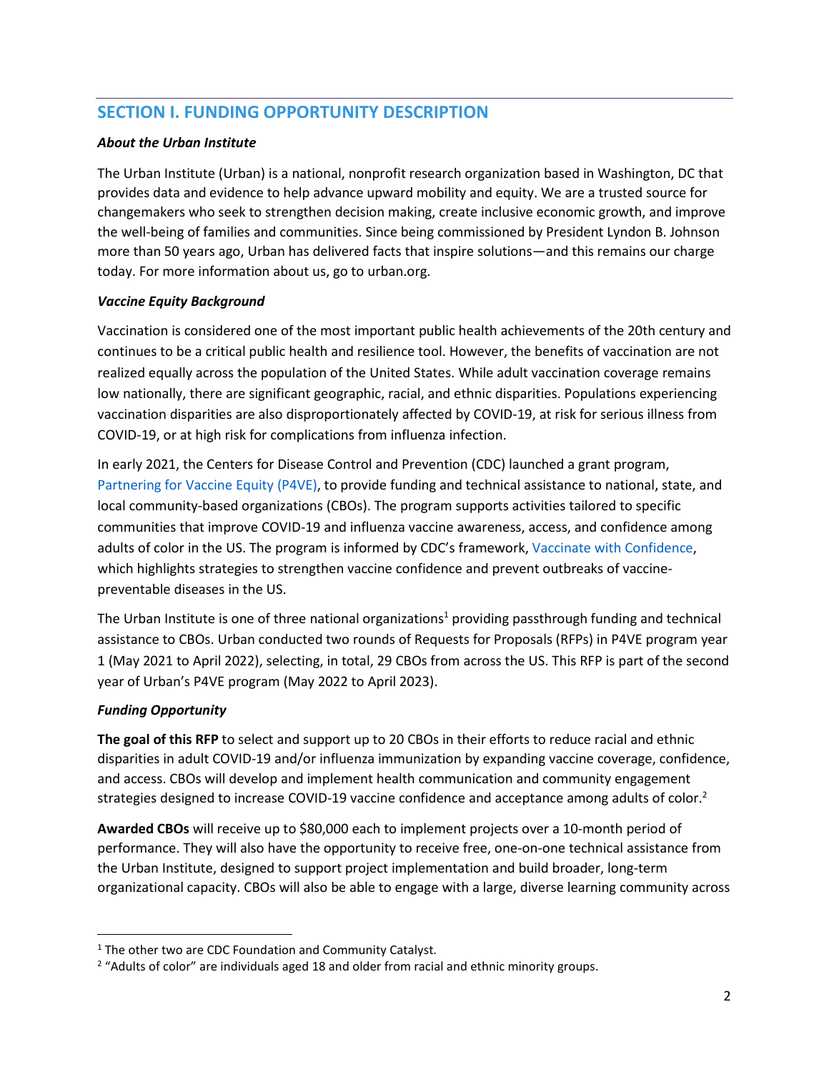## SECTION I. FUNDING OPPORTUNITY DESCRIPTION

***About the Urban Institute***

The Urban Institute (Urban) is a national, nonprofit research organization based in Washington, DC that provides data and evidence to help advance upward mobility and equity. We are a trusted source for changemakers who seek to strengthen decision making, create inclusive economic growth, and improve the well-being of families and communities. Since being commissioned by President Lyndon B. Johnson more than 50 years ago, Urban has delivered facts that inspire solutions—and this remains our charge today. For more information about us, go to urban.org.

***Vaccine Equity Background***

Vaccination is considered one of the most important public health achievements of the 20th century and continues to be a critical public health and resilience tool. However, the benefits of vaccination are not realized equally across the population of the United States. While adult vaccination coverage remains low nationally, there are significant geographic, racial, and ethnic disparities. Populations experiencing vaccination disparities are also disproportionately affected by COVID-19, at risk for serious illness from COVID-19, or at high risk for complications from influenza infection.

In early 2021, the Centers for Disease Control and Prevention (CDC) launched a grant program, Partnering for Vaccine Equity (P4VE), to provide funding and technical assistance to national, state, and local community-based organizations (CBOs). The program supports activities tailored to specific communities that improve COVID-19 and influenza vaccine awareness, access, and confidence among adults of color in the US. The program is informed by CDC's framework, Vaccinate with Confidence, which highlights strategies to strengthen vaccine confidence and prevent outbreaks of vaccine-preventable diseases in the US.

The Urban Institute is one of three national organizations[1] providing passthrough funding and technical assistance to CBOs. Urban conducted two rounds of Requests for Proposals (RFPs) in P4VE program year 1 (May 2021 to April 2022), selecting, in total, 29 CBOs from across the US. This RFP is part of the second year of Urban's P4VE program (May 2022 to April 2023).

***Funding Opportunity***

**The goal of this RFP** to select and support up to 20 CBOs in their efforts to reduce racial and ethnic disparities in adult COVID-19 and/or influenza immunization by expanding vaccine coverage, confidence, and access. CBOs will develop and implement health communication and community engagement strategies designed to increase COVID-19 vaccine confidence and acceptance among adults of color.[2]

**Awarded CBOs** will receive up to $80,000 each to implement projects over a 10-month period of performance. They will also have the opportunity to receive free, one-on-one technical assistance from the Urban Institute, designed to support project implementation and build broader, long-term organizational capacity. CBOs will also be able to engage with a large, diverse learning community across

---

[1] The other two are CDC Foundation and Community Catalyst.

[2] "Adults of color" are individuals aged 18 and older from racial and ethnic minority groups.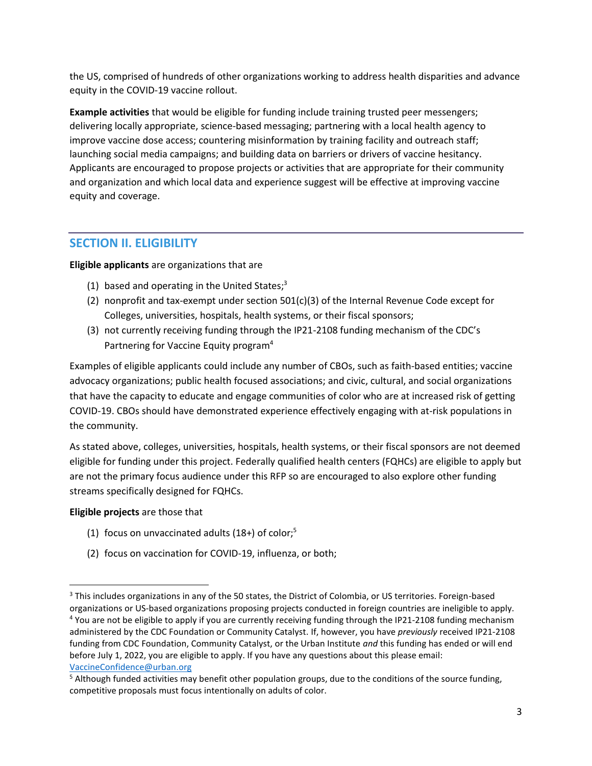the US, comprised of hundreds of other organizations working to address health disparities and advance equity in the COVID-19 vaccine rollout.

**Example activities** that would be eligible for funding include training trusted peer messengers; delivering locally appropriate, science-based messaging; partnering with a local health agency to improve vaccine dose access; countering misinformation by training facility and outreach staff; launching social media campaigns; and building data on barriers or drivers of vaccine hesitancy. Applicants are encouraged to propose projects or activities that are appropriate for their community and organization and which local data and experience suggest will be effective at improving vaccine equity and coverage.

## SECTION II. ELIGIBILITY

**Eligible applicants** are organizations that are

(1) based and operating in the United States;[3]
(2) nonprofit and tax-exempt under section 501(c)(3) of the Internal Revenue Code except for Colleges, universities, hospitals, health systems, or their fiscal sponsors;
(3) not currently receiving funding through the IP21-2108 funding mechanism of the CDC's Partnering for Vaccine Equity program[4]

Examples of eligible applicants could include any number of CBOs, such as faith-based entities; vaccine advocacy organizations; public health focused associations; and civic, cultural, and social organizations that have the capacity to educate and engage communities of color who are at increased risk of getting COVID-19. CBOs should have demonstrated experience effectively engaging with at-risk populations in the community.

As stated above, colleges, universities, hospitals, health systems, or their fiscal sponsors are not deemed eligible for funding under this project. Federally qualified health centers (FQHCs) are eligible to apply but are not the primary focus audience under this RFP so are encouraged to also explore other funding streams specifically designed for FQHCs.

**Eligible projects** are those that

(1) focus on unvaccinated adults (18+) of color;[5]
(2) focus on vaccination for COVID-19, influenza, or both;

---

[3] This includes organizations in any of the 50 states, the District of Columbia, or US territories. Foreign-based organizations or US-based organizations proposing projects conducted in foreign countries are ineligible to apply.

[4] You are not be eligible to apply if you are currently receiving funding through the IP21-2108 funding mechanism administered by the CDC Foundation or Community Catalyst. If, however, you have *previously* received IP21-2108 funding from CDC Foundation, Community Catalyst, or the Urban Institute *and* this funding has ended or will end before July 1, 2022, you are eligible to apply. If you have any questions about this please email: VaccineConfidence@urban.org

[5] Although funded activities may benefit other population groups, due to the conditions of the source funding, competitive proposals must focus intentionally on adults of color.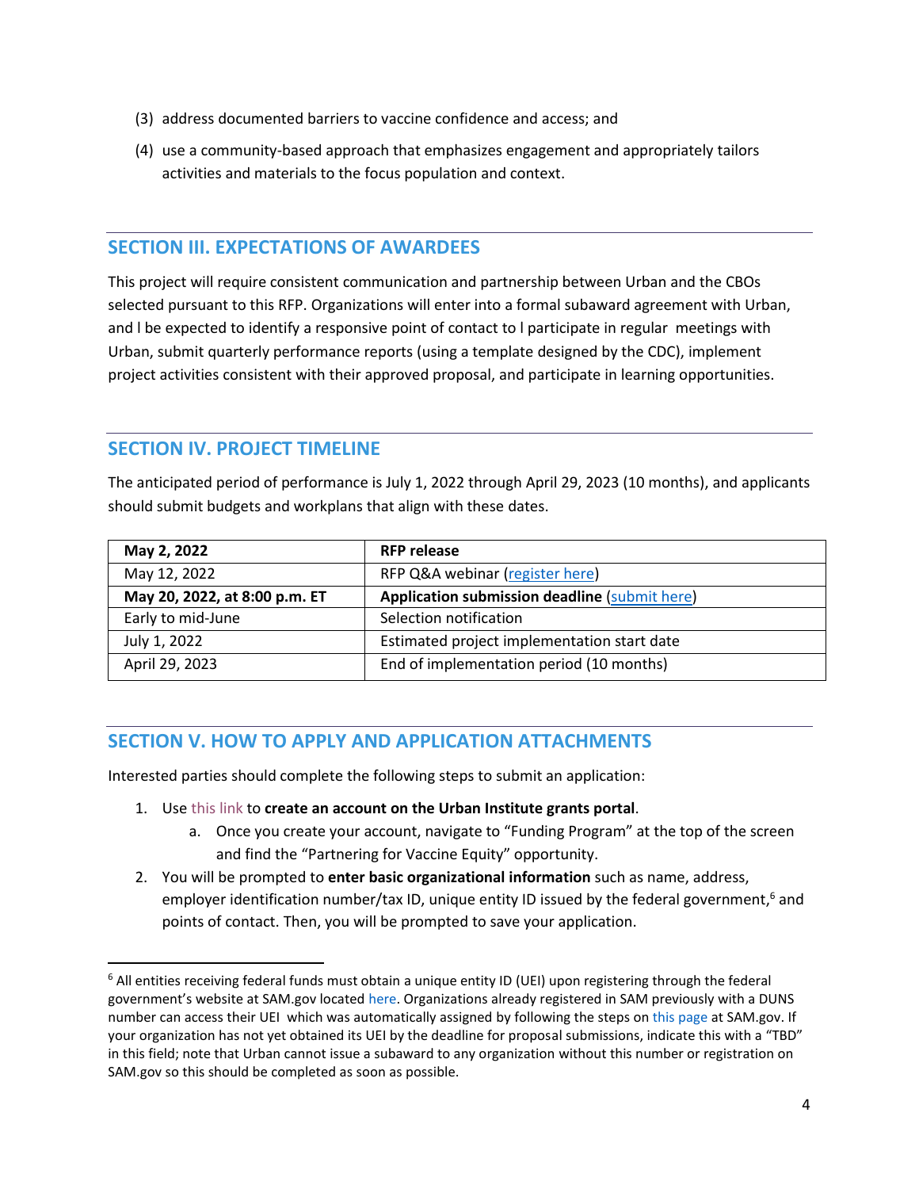(3) address documented barriers to vaccine confidence and access; and

(4) use a community-based approach that emphasizes engagement and appropriately tailors activities and materials to the focus population and context.

## SECTION III. EXPECTATIONS OF AWARDEES

This project will require consistent communication and partnership between Urban and the CBOs selected pursuant to this RFP. Organizations will enter into a formal subaward agreement with Urban, and l be expected to identify a responsive point of contact to l participate in regular meetings with Urban, submit quarterly performance reports (using a template designed by the CDC), implement project activities consistent with their approved proposal, and participate in learning opportunities.

## SECTION IV. PROJECT TIMELINE

The anticipated period of performance is July 1, 2022 through April 29, 2023 (10 months), and applicants should submit budgets and workplans that align with these dates.

| **May 2, 2022** | **RFP release** |
|---|---|
| May 12, 2022 | RFP Q&A webinar (register here) |
| **May 20, 2022, at 8:00 p.m. ET** | **Application submission deadline** (submit here) |
| Early to mid-June | Selection notification |
| July 1, 2022 | Estimated project implementation start date |
| April 29, 2023 | End of implementation period (10 months) |

## SECTION V. HOW TO APPLY AND APPLICATION ATTACHMENTS

Interested parties should complete the following steps to submit an application:

1. Use this link to **create an account on the Urban Institute grants portal**.
   a. Once you create your account, navigate to "Funding Program" at the top of the screen and find the "Partnering for Vaccine Equity" opportunity.
2. You will be prompted to **enter basic organizational information** such as name, address, employer identification number/tax ID, unique entity ID issued by the federal government,[6] and points of contact. Then, you will be prompted to save your application.

[6] All entities receiving federal funds must obtain a unique entity ID (UEI) upon registering through the federal government's website at SAM.gov located here. Organizations already registered in SAM previously with a DUNS number can access their UEI which was automatically assigned by following the steps on this page at SAM.gov. If your organization has not yet obtained its UEI by the deadline for proposal submissions, indicate this with a "TBD" in this field; note that Urban cannot issue a subaward to any organization without this number or registration on SAM.gov so this should be completed as soon as possible.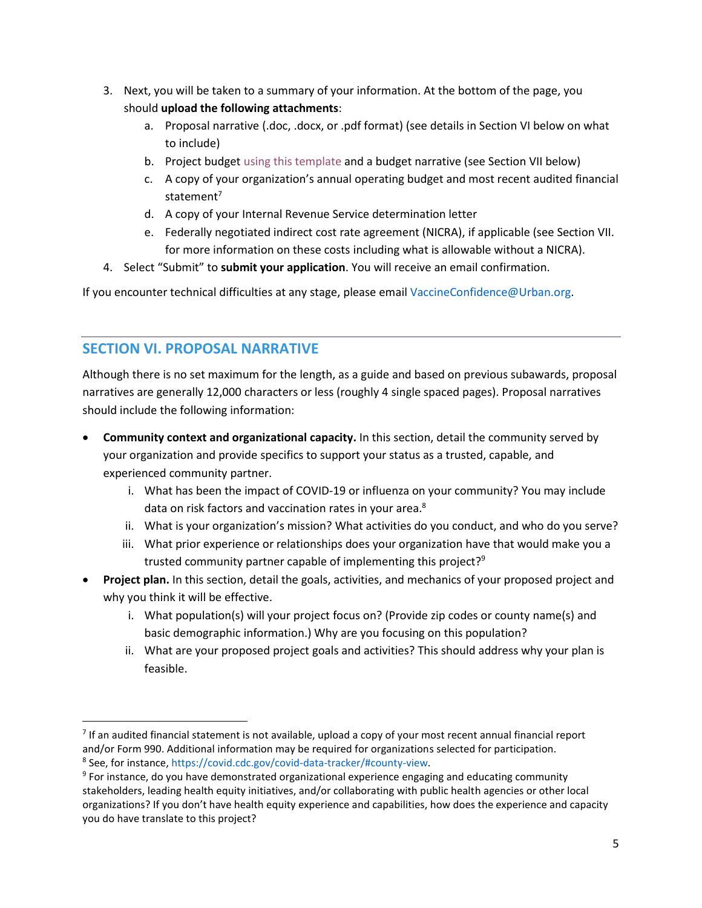3. Next, you will be taken to a summary of your information. At the bottom of the page, you should **upload the following attachments**:
   a. Proposal narrative (.doc, .docx, or .pdf format) (see details in Section VI below on what to include)
   b. Project budget using this template and a budget narrative (see Section VII below)
   c. A copy of your organization's annual operating budget and most recent audited financial statement[7]
   d. A copy of your Internal Revenue Service determination letter
   e. Federally negotiated indirect cost rate agreement (NICRA), if applicable (see Section VII. for more information on these costs including what is allowable without a NICRA).
4. Select "Submit" to **submit your application**. You will receive an email confirmation.

If you encounter technical difficulties at any stage, please email VaccineConfidence@Urban.org.

## SECTION VI. PROPOSAL NARRATIVE

Although there is no set maximum for the length, as a guide and based on previous subawards, proposal narratives are generally 12,000 characters or less (roughly 4 single spaced pages). Proposal narratives should include the following information:

- **Community context and organizational capacity.** In this section, detail the community served by your organization and provide specifics to support your status as a trusted, capable, and experienced community partner.
  i. What has been the impact of COVID-19 or influenza on your community? You may include data on risk factors and vaccination rates in your area.[8]
  ii. What is your organization's mission? What activities do you conduct, and who do you serve?
  iii. What prior experience or relationships does your organization have that would make you a trusted community partner capable of implementing this project?[9]
- **Project plan.** In this section, detail the goals, activities, and mechanics of your proposed project and why you think it will be effective.
  i. What population(s) will your project focus on? (Provide zip codes or county name(s) and basic demographic information.) Why are you focusing on this population?
  ii. What are your proposed project goals and activities? This should address why your plan is feasible.

---

[7] If an audited financial statement is not available, upload a copy of your most recent annual financial report and/or Form 990. Additional information may be required for organizations selected for participation.

[8] See, for instance, https://covid.cdc.gov/covid-data-tracker/#county-view.

[9] For instance, do you have demonstrated organizational experience engaging and educating community stakeholders, leading health equity initiatives, and/or collaborating with public health agencies or other local organizations? If you don't have health equity experience and capabilities, how does the experience and capacity you do have translate to this project?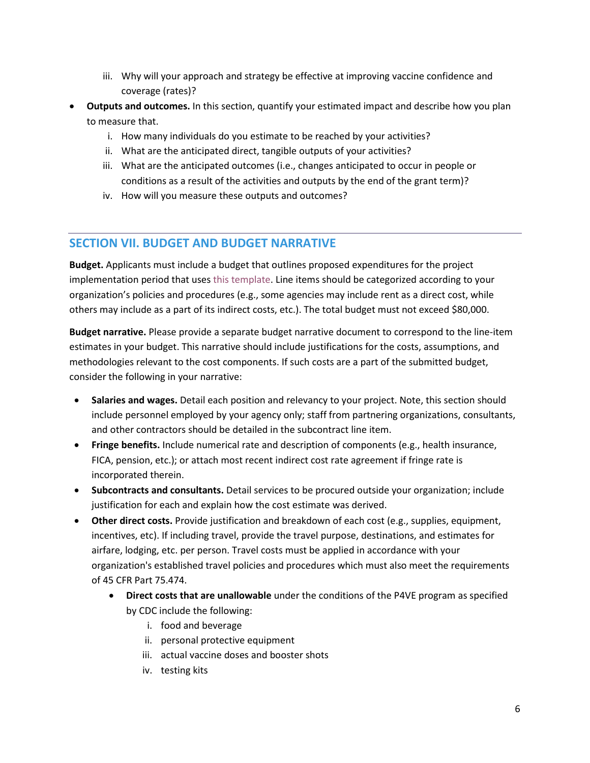iii. Why will your approach and strategy be effective at improving vaccine confidence and coverage (rates)?

- **Outputs and outcomes.** In this section, quantify your estimated impact and describe how you plan to measure that.
   i. How many individuals do you estimate to be reached by your activities?
   ii. What are the anticipated direct, tangible outputs of your activities?
   iii. What are the anticipated outcomes (i.e., changes anticipated to occur in people or conditions as a result of the activities and outputs by the end of the grant term)?
   iv. How will you measure these outputs and outcomes?

## SECTION VII. BUDGET AND BUDGET NARRATIVE

**Budget.** Applicants must include a budget that outlines proposed expenditures for the project implementation period that uses this template. Line items should be categorized according to your organization's policies and procedures (e.g., some agencies may include rent as a direct cost, while others may include as a part of its indirect costs, etc.). The total budget must not exceed $80,000.

**Budget narrative.** Please provide a separate budget narrative document to correspond to the line-item estimates in your budget. This narrative should include justifications for the costs, assumptions, and methodologies relevant to the cost components. If such costs are a part of the submitted budget, consider the following in your narrative:

- **Salaries and wages.** Detail each position and relevancy to your project. Note, this section should include personnel employed by your agency only; staff from partnering organizations, consultants, and other contractors should be detailed in the subcontract line item.
- **Fringe benefits.** Include numerical rate and description of components (e.g., health insurance, FICA, pension, etc.); or attach most recent indirect cost rate agreement if fringe rate is incorporated therein.
- **Subcontracts and consultants.** Detail services to be procured outside your organization; include justification for each and explain how the cost estimate was derived.
- **Other direct costs.** Provide justification and breakdown of each cost (e.g., supplies, equipment, incentives, etc). If including travel, provide the travel purpose, destinations, and estimates for airfare, lodging, etc. per person. Travel costs must be applied in accordance with your organization's established travel policies and procedures which must also meet the requirements of 45 CFR Part 75.474.
    - **Direct costs that are unallowable** under the conditions of the P4VE program as specified by CDC include the following:
        i. food and beverage
        ii. personal protective equipment
        iii. actual vaccine doses and booster shots
        iv. testing kits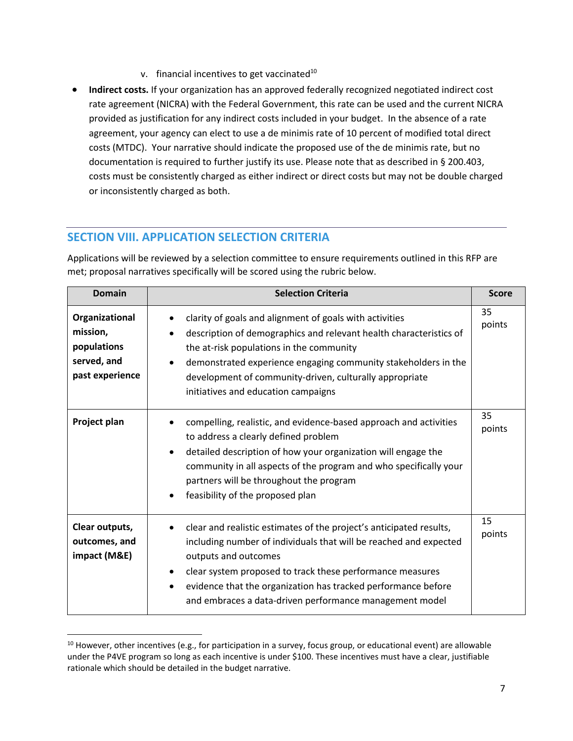v. financial incentives to get vaccinated[10]

- **Indirect costs.** If your organization has an approved federally recognized negotiated indirect cost rate agreement (NICRA) with the Federal Government, this rate can be used and the current NICRA provided as justification for any indirect costs included in your budget. In the absence of a rate agreement, your agency can elect to use a de minimis rate of 10 percent of modified total direct costs (MTDC). Your narrative should indicate the proposed use of the de minimis rate, but no documentation is required to further justify its use. Please note that as described in § 200.403, costs must be consistently charged as either indirect or direct costs but may not be double charged or inconsistently charged as both.

## SECTION VIII. APPLICATION SELECTION CRITERIA

Applications will be reviewed by a selection committee to ensure requirements outlined in this RFP are met; proposal narratives specifically will be scored using the rubric below.

| Domain | Selection Criteria | Score |
|---|---|---|
| **Organizational mission, populations served, and past experience** | • clarity of goals and alignment of goals with activities<br>• description of demographics and relevant health characteristics of the at-risk populations in the community<br>• demonstrated experience engaging community stakeholders in the development of community-driven, culturally appropriate initiatives and education campaigns | 35 points |
| **Project plan** | • compelling, realistic, and evidence-based approach and activities to address a clearly defined problem<br>• detailed description of how your organization will engage the community in all aspects of the program and who specifically your partners will be throughout the program<br>• feasibility of the proposed plan | 35 points |
| **Clear outputs, outcomes, and impact (M&E)** | • clear and realistic estimates of the project's anticipated results, including number of individuals that will be reached and expected outputs and outcomes<br>• clear system proposed to track these performance measures<br>• evidence that the organization has tracked performance before and embraces a data-driven performance management model | 15 points |

[10] However, other incentives (e.g., for participation in a survey, focus group, or educational event) are allowable under the P4VE program so long as each incentive is under $100. These incentives must have a clear, justifiable rationale which should be detailed in the budget narrative.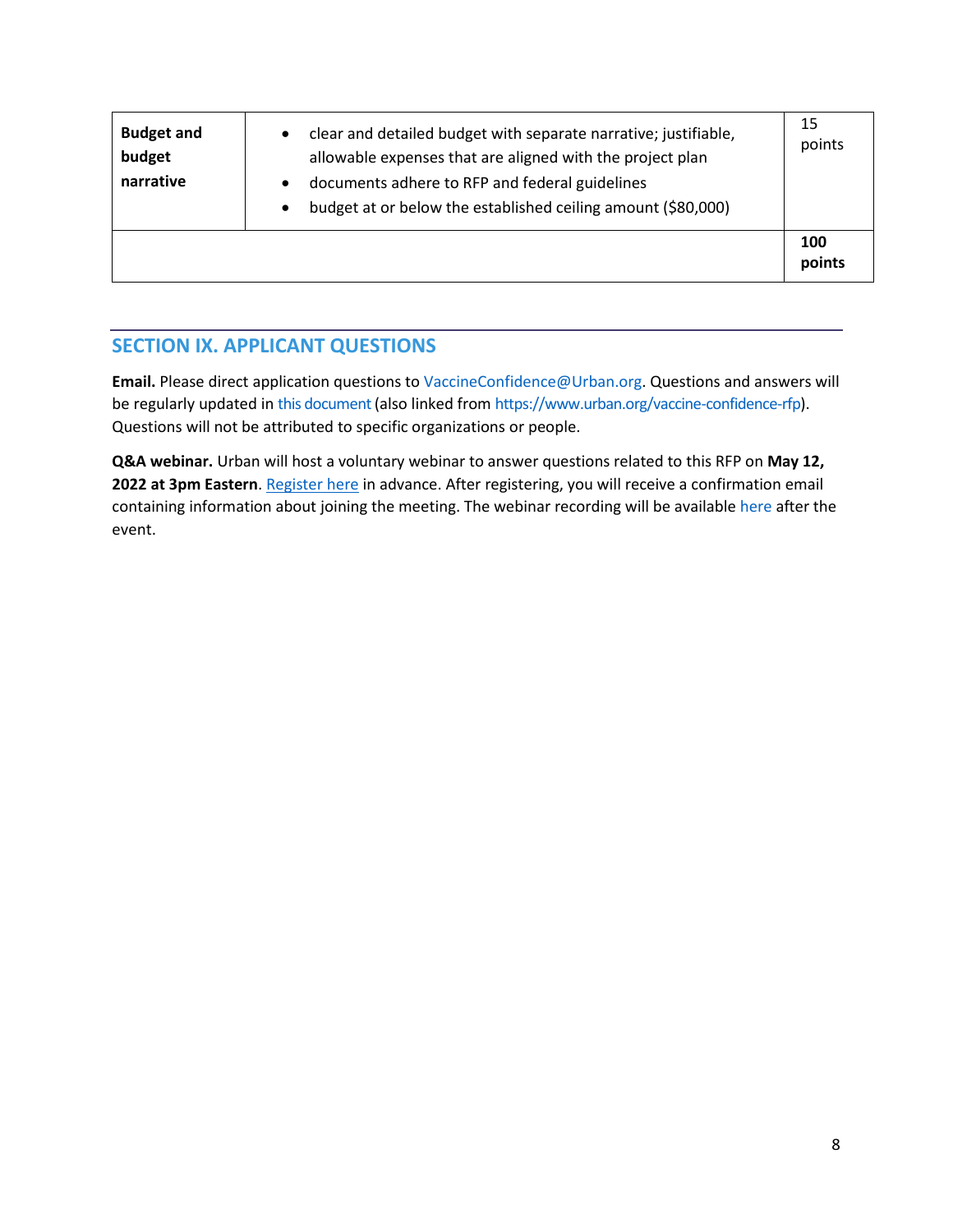| | | |
|---|---|---|
| **Budget and budget narrative** | • clear and detailed budget with separate narrative; justifiable, allowable expenses that are aligned with the project plan<br>• documents adhere to RFP and federal guidelines<br>• budget at or below the established ceiling amount ($80,000) | 15 points |
| | | **100 points** |

## SECTION IX. APPLICANT QUESTIONS

**Email.** Please direct application questions to VaccineConfidence@Urban.org. Questions and answers will be regularly updated in this document (also linked from https://www.urban.org/vaccine-confidence-rfp). Questions will not be attributed to specific organizations or people.

**Q&A webinar.** Urban will host a voluntary webinar to answer questions related to this RFP on **May 12, 2022 at 3pm Eastern**. Register here in advance. After registering, you will receive a confirmation email containing information about joining the meeting. The webinar recording will be available here after the event.